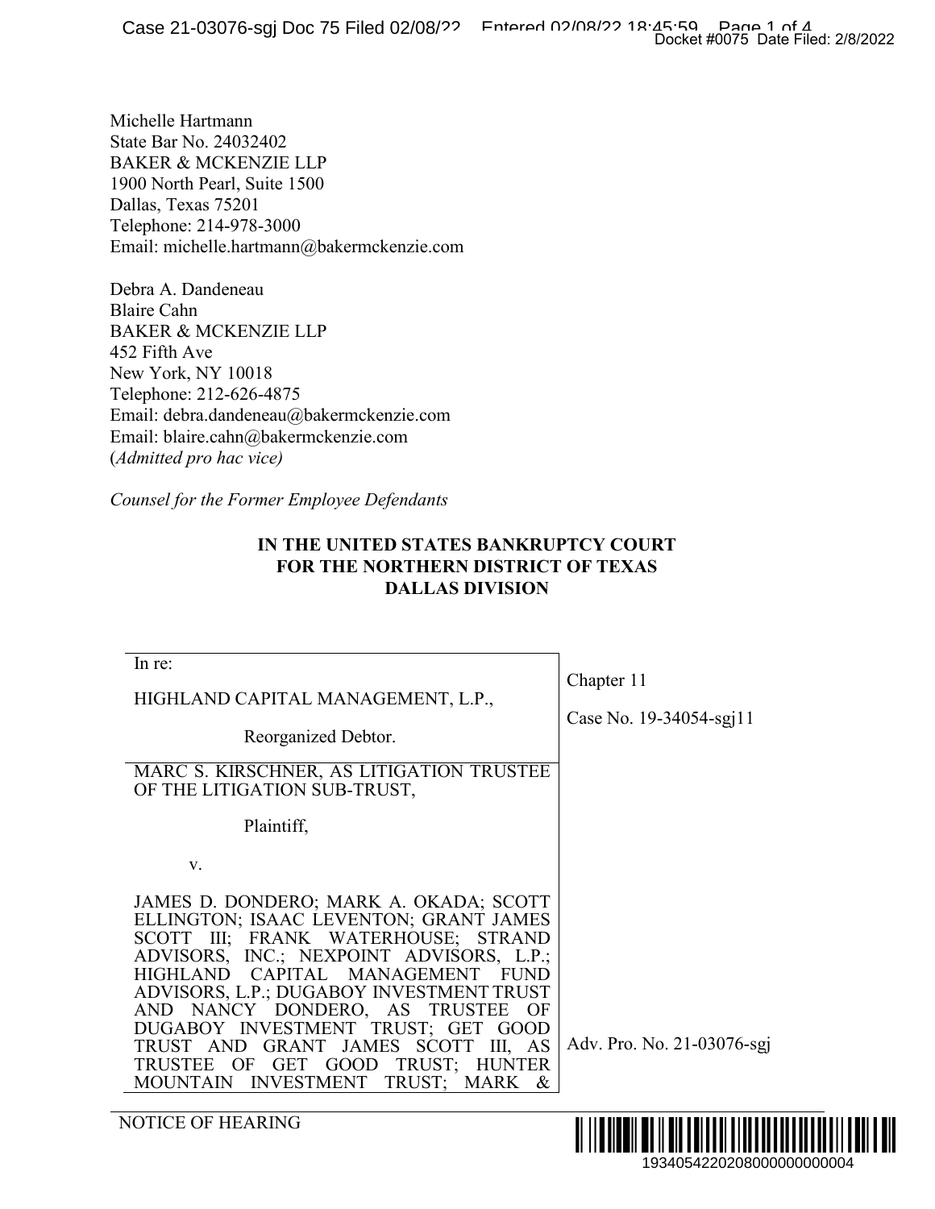Michelle Hartmann
State Bar No. 24032402
BAKER & MCKENZIE LLP
1900 North Pearl, Suite 1500
Dallas, Texas 75201
Telephone: 214-978-3000
Email: michelle.hartmann@bakermckenzie.com

Debra A. Dandeneau
Blaire Cahn
BAKER & MCKENZIE LLP
452 Fifth Ave
New York, NY 10018
Telephone: 212-626-4875
Email: debra.dandeneau@bakermckenzie.com
Email: blaire.cahn@bakermckenzie.com
(*Admitted pro hac vice)*

*Counsel for the Former Employee Defendants*

**IN THE UNITED STATES BANKRUPTCY COURT**
**FOR THE NORTHERN DISTRICT OF TEXAS**
**DALLAS DIVISION**

| | |
|---|---|
| In re:<br><br>HIGHLAND CAPITAL MANAGEMENT, L.P.,<br><br>Reorganized Debtor. | Chapter 11<br><br>Case No. 19-34054-sgj11 |
| MARC S. KIRSCHNER, AS LITIGATION TRUSTEE OF THE LITIGATION SUB-TRUST,<br><br>Plaintiff,<br><br>v.<br><br>JAMES D. DONDERO; MARK A. OKADA; SCOTT ELLINGTON; ISAAC LEVENTON; GRANT JAMES SCOTT III; FRANK WATERHOUSE; STRAND ADVISORS, INC.; NEXPOINT ADVISORS, L.P.; HIGHLAND CAPITAL MANAGEMENT FUND ADVISORS, L.P.; DUGABOY INVESTMENT TRUST AND NANCY DONDERO, AS TRUSTEE OF DUGABOY INVESTMENT TRUST; GET GOOD TRUST AND GRANT JAMES SCOTT III, AS TRUSTEE OF GET GOOD TRUST; HUNTER MOUNTAIN INVESTMENT TRUST; MARK & | Adv. Pro. No. 21-03076-sgj |

NOTICE OF HEARING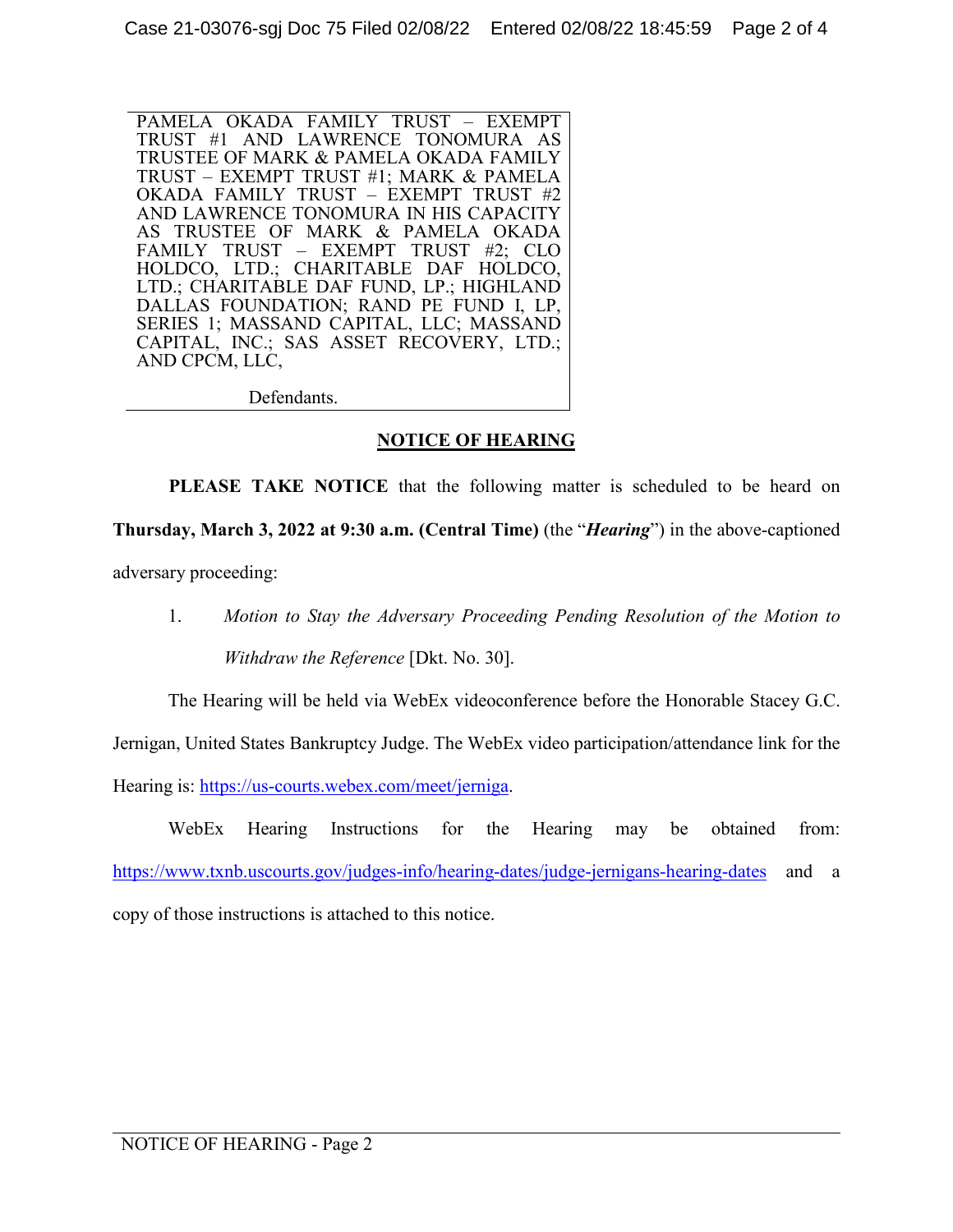PAMELA OKADA FAMILY TRUST – EXEMPT TRUST #1 AND LAWRENCE TONOMURA AS TRUSTEE OF MARK & PAMELA OKADA FAMILY TRUST – EXEMPT TRUST #1; MARK & PAMELA OKADA FAMILY TRUST – EXEMPT TRUST #2 AND LAWRENCE TONOMURA IN HIS CAPACITY AS TRUSTEE OF MARK & PAMELA OKADA FAMILY TRUST – EXEMPT TRUST #2; CLO HOLDCO, LTD.; CHARITABLE DAF HOLDCO, LTD.; CHARITABLE DAF FUND, LP.; HIGHLAND DALLAS FOUNDATION; RAND PE FUND I, LP, SERIES 1; MASSAND CAPITAL, LLC; MASSAND CAPITAL, INC.; SAS ASSET RECOVERY, LTD.; AND CPCM, LLC,

Defendants.

## NOTICE OF HEARING

**PLEASE TAKE NOTICE** that the following matter is scheduled to be heard on **Thursday, March 3, 2022 at 9:30 a.m. (Central Time)** (the "***Hearing***") in the above-captioned adversary proceeding:

1. *Motion to Stay the Adversary Proceeding Pending Resolution of the Motion to Withdraw the Reference* [Dkt. No. 30].

The Hearing will be held via WebEx videoconference before the Honorable Stacey G.C. Jernigan, United States Bankruptcy Judge. The WebEx video participation/attendance link for the Hearing is: https://us-courts.webex.com/meet/jerniga.

WebEx Hearing Instructions for the Hearing may be obtained from: https://www.txnb.uscourts.gov/judges-info/hearing-dates/judge-jernigans-hearing-dates and a copy of those instructions is attached to this notice.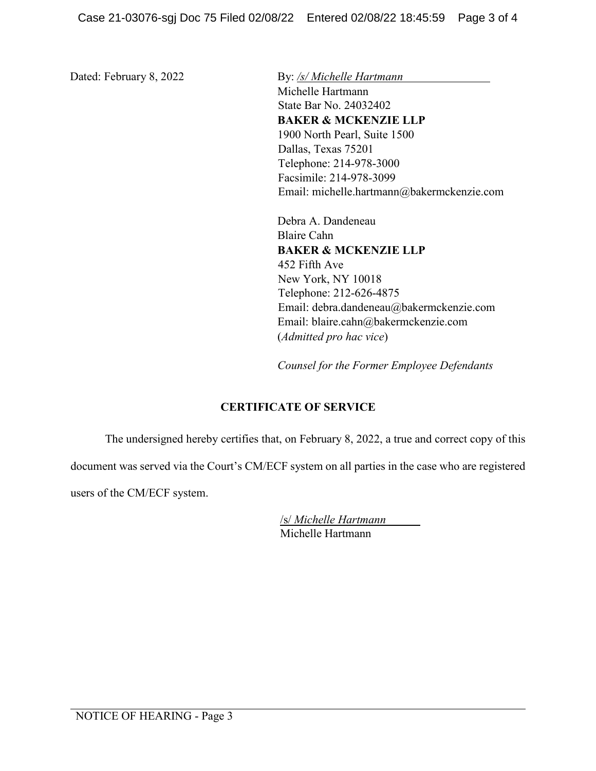Dated: February 8, 2022

By: */s/ Michelle Hartmann*
Michelle Hartmann
State Bar No. 24032402
**BAKER & MCKENZIE LLP**
1900 North Pearl, Suite 1500
Dallas, Texas 75201
Telephone: 214-978-3000
Facsimile: 214-978-3099
Email: michelle.hartmann@bakermckenzie.com

Debra A. Dandeneau
Blaire Cahn
**BAKER & MCKENZIE LLP**
452 Fifth Ave
New York, NY 10018
Telephone: 212-626-4875
Email: debra.dandeneau@bakermckenzie.com
Email: blaire.cahn@bakermckenzie.com
(*Admitted pro hac vice*)

*Counsel for the Former Employee Defendants*

## CERTIFICATE OF SERVICE

The undersigned hereby certifies that, on February 8, 2022, a true and correct copy of this document was served via the Court's CM/ECF system on all parties in the case who are registered users of the CM/ECF system.

/s/ *Michelle Hartmann*
Michelle Hartmann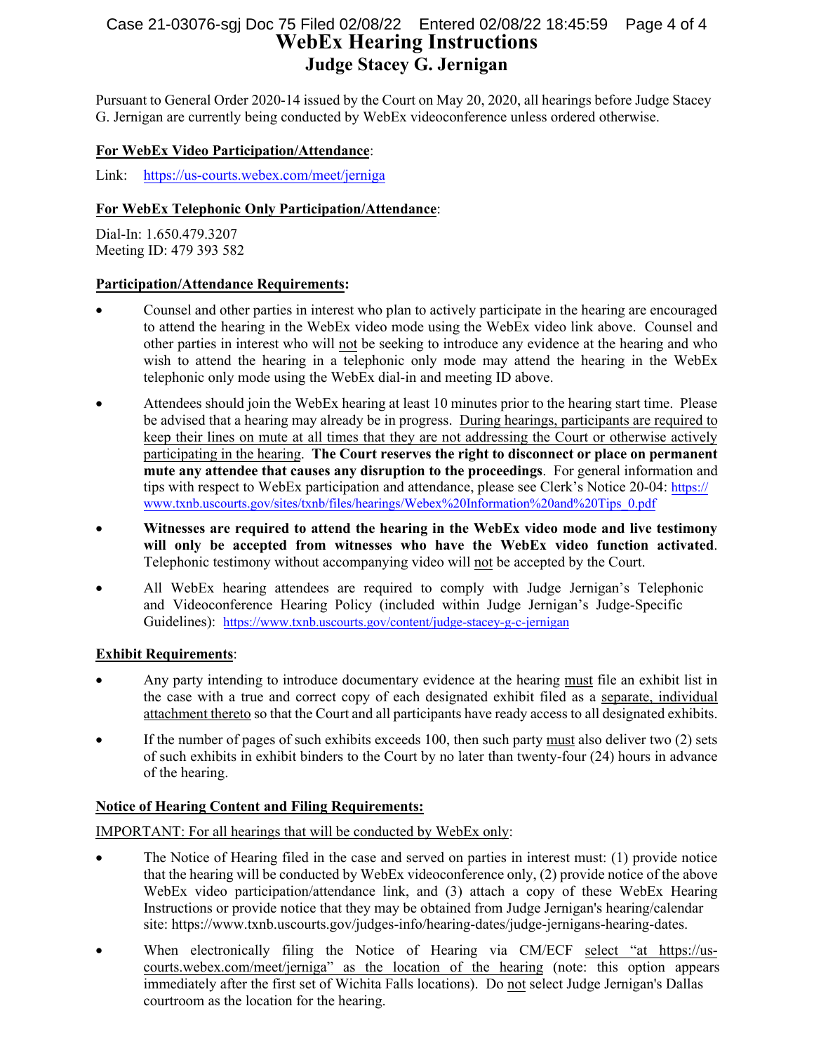# WebEx Hearing Instructions

## Judge Stacey G. Jernigan

Pursuant to General Order 2020-14 issued by the Court on May 20, 2020, all hearings before Judge Stacey G. Jernigan are currently being conducted by WebEx videoconference unless ordered otherwise.

**For WebEx Video Participation/Attendance**:

Link: https://us-courts.webex.com/meet/jerniga

**For WebEx Telephonic Only Participation/Attendance**:

Dial-In: 1.650.479.3207
Meeting ID: 479 393 582

**Participation/Attendance Requirements:**

- Counsel and other parties in interest who plan to actively participate in the hearing are encouraged to attend the hearing in the WebEx video mode using the WebEx video link above. Counsel and other parties in interest who will not be seeking to introduce any evidence at the hearing and who wish to attend the hearing in a telephonic only mode may attend the hearing in the WebEx telephonic only mode using the WebEx dial-in and meeting ID above.
- Attendees should join the WebEx hearing at least 10 minutes prior to the hearing start time. Please be advised that a hearing may already be in progress. During hearings, participants are required to keep their lines on mute at all times that they are not addressing the Court or otherwise actively participating in the hearing. **The Court reserves the right to disconnect or place on permanent mute any attendee that causes any disruption to the proceedings**. For general information and tips with respect to WebEx participation and attendance, please see Clerk's Notice 20-04: https://www.txnb.uscourts.gov/sites/txnb/files/hearings/Webex%20Information%20and%20Tips_0.pdf
- **Witnesses are required to attend the hearing in the WebEx video mode and live testimony will only be accepted from witnesses who have the WebEx video function activated**. Telephonic testimony without accompanying video will not be accepted by the Court.
- All WebEx hearing attendees are required to comply with Judge Jernigan's Telephonic and Videoconference Hearing Policy (included within Judge Jernigan's Judge-Specific Guidelines): https://www.txnb.uscourts.gov/content/judge-stacey-g-c-jernigan

**Exhibit Requirements**:

- Any party intending to introduce documentary evidence at the hearing must file an exhibit list in the case with a true and correct copy of each designated exhibit filed as a separate, individual attachment thereto so that the Court and all participants have ready access to all designated exhibits.
- If the number of pages of such exhibits exceeds 100, then such party must also deliver two (2) sets of such exhibits in exhibit binders to the Court by no later than twenty-four (24) hours in advance of the hearing.

**Notice of Hearing Content and Filing Requirements:**

IMPORTANT: For all hearings that will be conducted by WebEx only:

- The Notice of Hearing filed in the case and served on parties in interest must: (1) provide notice that the hearing will be conducted by WebEx videoconference only, (2) provide notice of the above WebEx video participation/attendance link, and (3) attach a copy of these WebEx Hearing Instructions or provide notice that they may be obtained from Judge Jernigan's hearing/calendar site: https://www.txnb.uscourts.gov/judges-info/hearing-dates/judge-jernigans-hearing-dates.
- When electronically filing the Notice of Hearing via CM/ECF select "at https://us-courts.webex.com/meet/jerniga" as the location of the hearing (note: this option appears immediately after the first set of Wichita Falls locations). Do not select Judge Jernigan's Dallas courtroom as the location for the hearing.